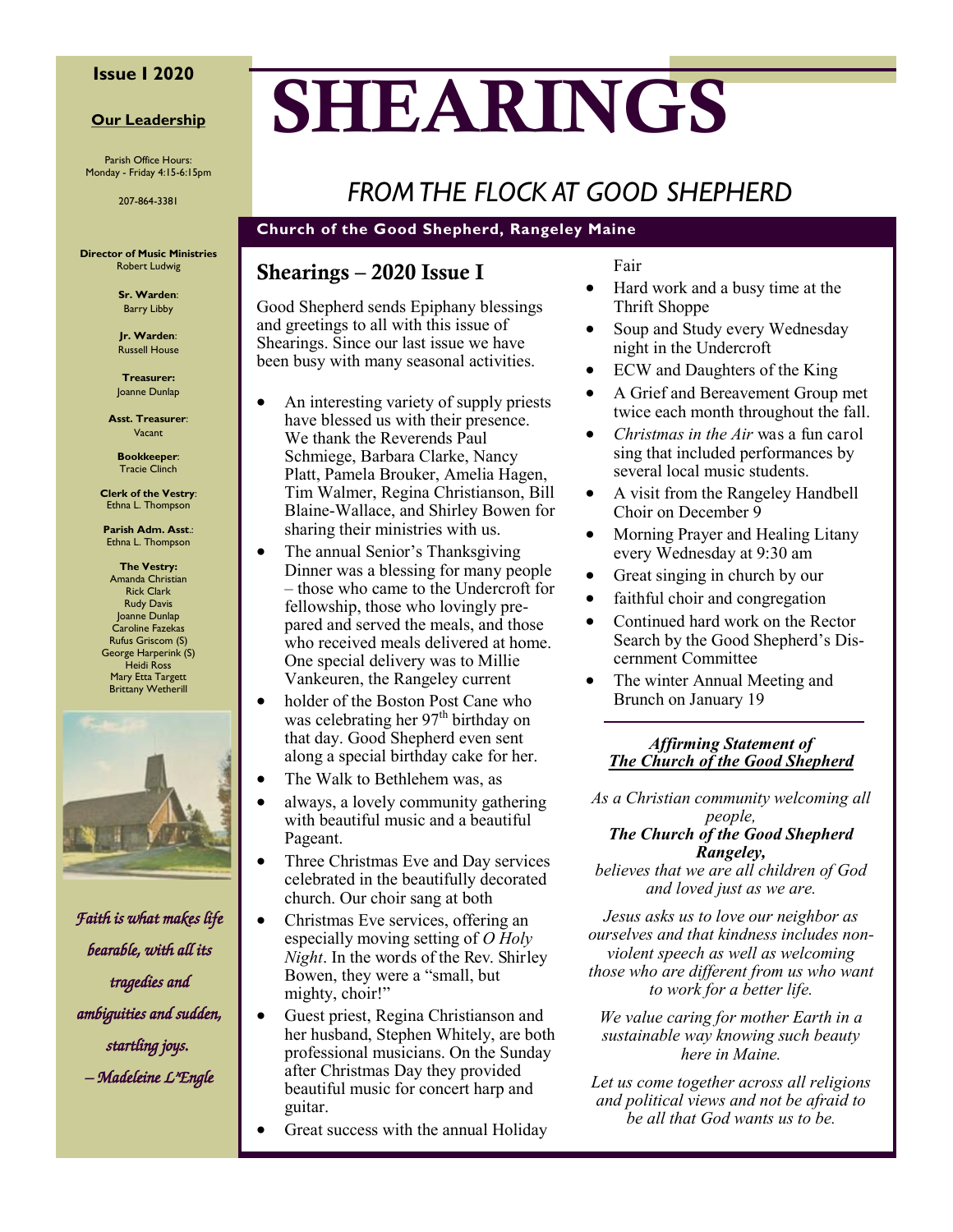# SHEARINGS

## FROM THE FLOCK AT GOOD SHEPHERD

**Church of the Good Shepherd, Rangeley Maine**

**Issue I 2020**

**Our Leadership**

Parish Office Hours:
Monday - Friday 4:15-6:15pm

207-864-3381

**Director of Music Ministries**
Robert Ludwig

**Sr. Warden**:
Barry Libby

**Jr. Warden**:
Russell House

**Treasurer:**
Joanne Dunlap

**Asst. Treasurer**:
Vacant

**Bookkeeper**:
Tracie Clinch

**Clerk of the Vestry**:
Ethna L. Thompson

**Parish Adm. Asst**.:
Ethna L. Thompson

**The Vestry:**
Amanda Christian
Rick Clark
Rudy Davis
Joanne Dunlap
Caroline Fazekas
Rufus Griscom (S)
George Harperink (S)
Heidi Ross
Mary Etta Targett
Brittany Wetherill

*Faith is what makes life bearable, with all its tragedies and ambiguities and sudden, startling joys.*
*– Madeleine L'Engle*

## Shearings – 2020 Issue I

Good Shepherd sends Epiphany blessings and greetings to all with this issue of Shearings. Since our last issue we have been busy with many seasonal activities.

- An interesting variety of supply priests have blessed us with their presence. We thank the Reverends Paul Schmiege, Barbara Clarke, Nancy Platt, Pamela Brouker, Amelia Hagen, Tim Walmer, Regina Christianson, Bill Blaine-Wallace, and Shirley Bowen for sharing their ministries with us.
- The annual Senior's Thanksgiving Dinner was a blessing for many people – those who came to the Undercroft for fellowship, those who lovingly prepared and served the meals, and those who received meals delivered at home. One special delivery was to Millie Vankeuren, the Rangeley current
- holder of the Boston Post Cane who was celebrating her 97th birthday on that day. Good Shepherd even sent along a special birthday cake for her.
- The Walk to Bethlehem was, as
- always, a lovely community gathering with beautiful music and a beautiful Pageant.
- Three Christmas Eve and Day services celebrated in the beautifully decorated church. Our choir sang at both
- Christmas Eve services, offering an especially moving setting of *O Holy Night*. In the words of the Rev. Shirley Bowen, they were a "small, but mighty, choir!"
- Guest priest, Regina Christianson and her husband, Stephen Whitely, are both professional musicians. On the Sunday after Christmas Day they provided beautiful music for concert harp and guitar.
- Great success with the annual Holiday Fair
- Hard work and a busy time at the Thrift Shoppe
- Soup and Study every Wednesday night in the Undercroft
- ECW and Daughters of the King
- A Grief and Bereavement Group met twice each month throughout the fall.
- *Christmas in the Air* was a fun carol sing that included performances by several local music students.
- A visit from the Rangeley Handbell Choir on December 9
- Morning Prayer and Healing Litany every Wednesday at 9:30 am
- Great singing in church by our
- faithful choir and congregation
- Continued hard work on the Rector Search by the Good Shepherd's Discernment Committee
- The winter Annual Meeting and Brunch on January 19

---

***Affirming Statement of***
***The Church of the Good Shepherd***

*As a Christian community welcoming all people,*
***The Church of the Good Shepherd Rangeley,***
*believes that we are all children of God and loved just as we are.*

*Jesus asks us to love our neighbor as ourselves and that kindness includes non-violent speech as well as welcoming those who are different from us who want to work for a better life.*

*We value caring for mother Earth in a sustainable way knowing such beauty here in Maine.*

*Let us come together across all religions and political views and not be afraid to be all that God wants us to be.*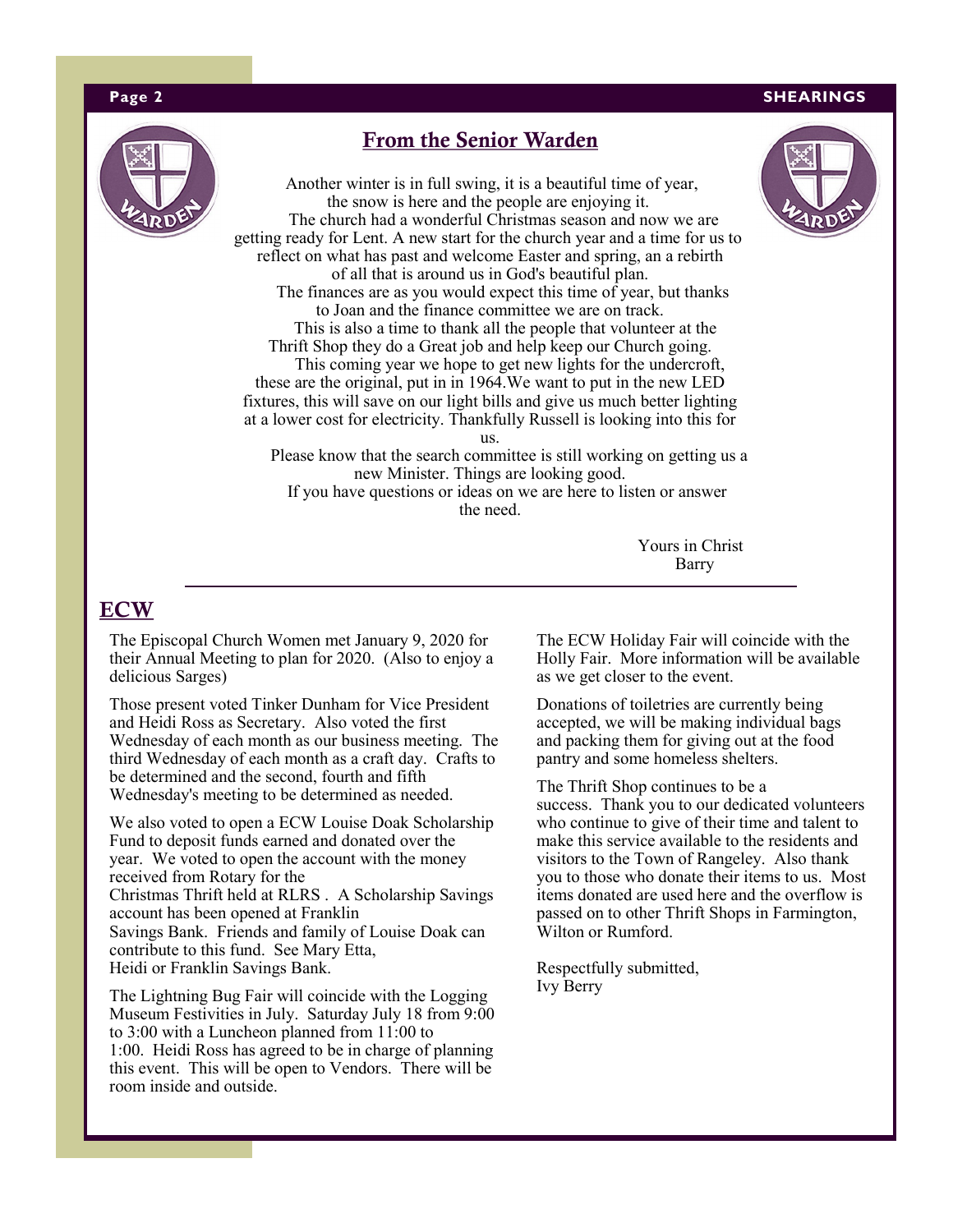## From the Senior Warden

Another winter is in full swing, it is a beautiful time of year, the snow is here and the people are enjoying it.

The church had a wonderful Christmas season and now we are getting ready for Lent. A new start for the church year and a time for us to reflect on what has past and welcome Easter and spring, an a rebirth of all that is around us in God's beautiful plan.

The finances are as you would expect this time of year, but thanks to Joan and the finance committee we are on track.

This is also a time to thank all the people that volunteer at the Thrift Shop they do a Great job and help keep our Church going.

This coming year we hope to get new lights for the undercroft, these are the original, put in in 1964.We want to put in the new LED fixtures, this will save on our light bills and give us much better lighting at a lower cost for electricity. Thankfully Russell is looking into this for us.

Please know that the search committee is still working on getting us a new Minister. Things are looking good.

If you have questions or ideas on we are here to listen or answer the need.

Yours in Christ
Barry

## ECW

The Episcopal Church Women met January 9, 2020 for their Annual Meeting to plan for 2020. (Also to enjoy a delicious Sarges)

Those present voted Tinker Dunham for Vice President and Heidi Ross as Secretary. Also voted the first Wednesday of each month as our business meeting. The third Wednesday of each month as a craft day. Crafts to be determined and the second, fourth and fifth Wednesday's meeting to be determined as needed.

We also voted to open a ECW Louise Doak Scholarship Fund to deposit funds earned and donated over the year. We voted to open the account with the money received from Rotary for the Christmas Thrift held at RLRS . A Scholarship Savings account has been opened at Franklin Savings Bank. Friends and family of Louise Doak can contribute to this fund. See Mary Etta, Heidi or Franklin Savings Bank.

The Lightning Bug Fair will coincide with the Logging Museum Festivities in July. Saturday July 18 from 9:00 to 3:00 with a Luncheon planned from 11:00 to 1:00. Heidi Ross has agreed to be in charge of planning this event. This will be open to Vendors. There will be room inside and outside.

The ECW Holiday Fair will coincide with the Holly Fair. More information will be available as we get closer to the event.

Donations of toiletries are currently being accepted, we will be making individual bags and packing them for giving out at the food pantry and some homeless shelters.

The Thrift Shop continues to be a success. Thank you to our dedicated volunteers who continue to give of their time and talent to make this service available to the residents and visitors to the Town of Rangeley. Also thank you to those who donate their items to us. Most items donated are used here and the overflow is passed on to other Thrift Shops in Farmington, Wilton or Rumford.

Respectfully submitted,
Ivy Berry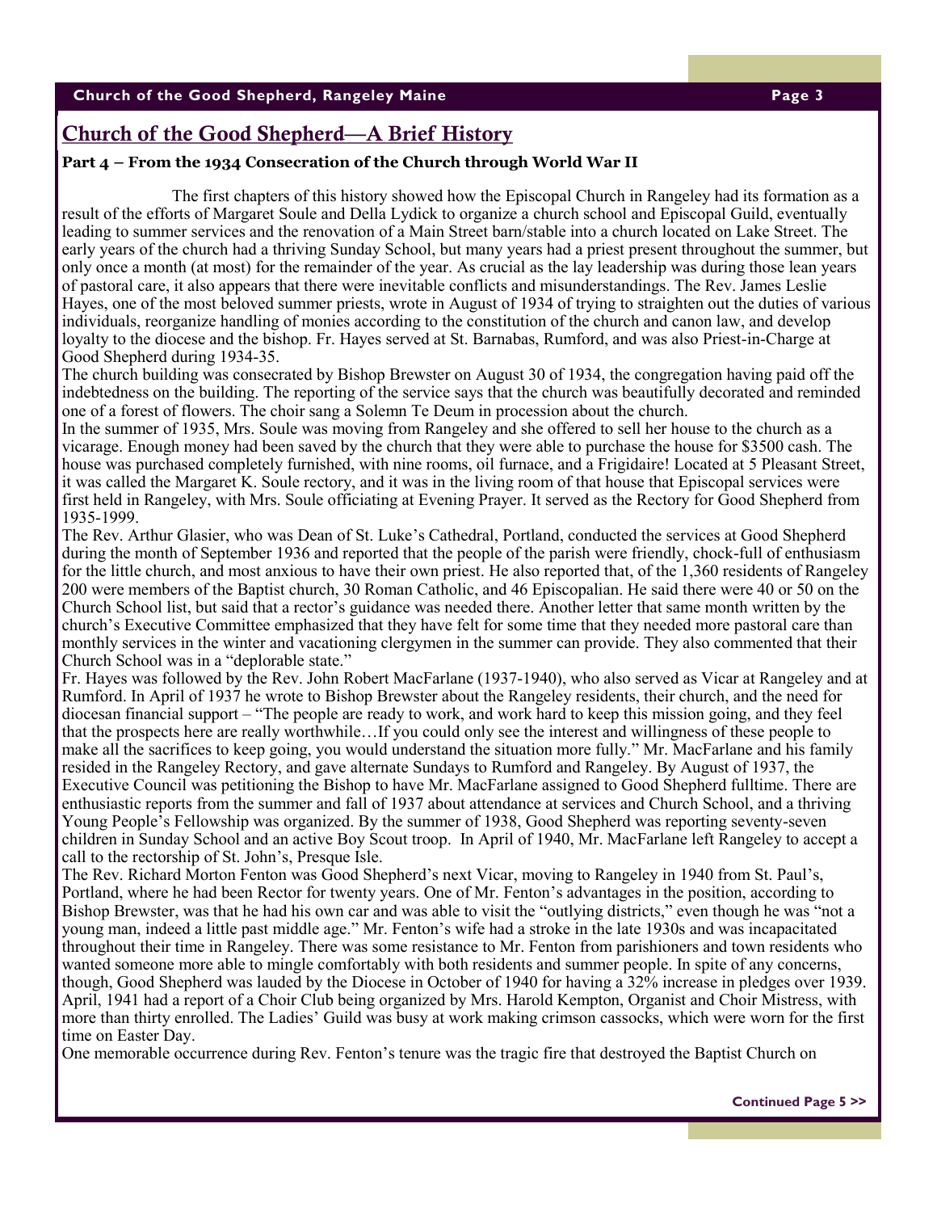## Church of the Good Shepherd—A Brief History

**Part 4 – From the 1934 Consecration of the Church through World War II**

The first chapters of this history showed how the Episcopal Church in Rangeley had its formation as a result of the efforts of Margaret Soule and Della Lydick to organize a church school and Episcopal Guild, eventually leading to summer services and the renovation of a Main Street barn/stable into a church located on Lake Street. The early years of the church had a thriving Sunday School, but many years had a priest present throughout the summer, but only once a month (at most) for the remainder of the year. As crucial as the lay leadership was during those lean years of pastoral care, it also appears that there were inevitable conflicts and misunderstandings. The Rev. James Leslie Hayes, one of the most beloved summer priests, wrote in August of 1934 of trying to straighten out the duties of various individuals, reorganize handling of monies according to the constitution of the church and canon law, and develop loyalty to the diocese and the bishop. Fr. Hayes served at St. Barnabas, Rumford, and was also Priest-in-Charge at Good Shepherd during 1934-35.

The church building was consecrated by Bishop Brewster on August 30 of 1934, the congregation having paid off the indebtedness on the building. The reporting of the service says that the church was beautifully decorated and reminded one of a forest of flowers. The choir sang a Solemn Te Deum in procession about the church.

In the summer of 1935, Mrs. Soule was moving from Rangeley and she offered to sell her house to the church as a vicarage. Enough money had been saved by the church that they were able to purchase the house for $3500 cash. The house was purchased completely furnished, with nine rooms, oil furnace, and a Frigidaire! Located at 5 Pleasant Street, it was called the Margaret K. Soule rectory, and it was in the living room of that house that Episcopal services were first held in Rangeley, with Mrs. Soule officiating at Evening Prayer. It served as the Rectory for Good Shepherd from 1935-1999.

The Rev. Arthur Glasier, who was Dean of St. Luke's Cathedral, Portland, conducted the services at Good Shepherd during the month of September 1936 and reported that the people of the parish were friendly, chock-full of enthusiasm for the little church, and most anxious to have their own priest. He also reported that, of the 1,360 residents of Rangeley 200 were members of the Baptist church, 30 Roman Catholic, and 46 Episcopalian. He said there were 40 or 50 on the Church School list, but said that a rector's guidance was needed there. Another letter that same month written by the church's Executive Committee emphasized that they have felt for some time that they needed more pastoral care than monthly services in the winter and vacationing clergymen in the summer can provide. They also commented that their Church School was in a "deplorable state."

Fr. Hayes was followed by the Rev. John Robert MacFarlane (1937-1940), who also served as Vicar at Rangeley and at Rumford. In April of 1937 he wrote to Bishop Brewster about the Rangeley residents, their church, and the need for diocesan financial support – "The people are ready to work, and work hard to keep this mission going, and they feel that the prospects here are really worthwhile…If you could only see the interest and willingness of these people to make all the sacrifices to keep going, you would understand the situation more fully." Mr. MacFarlane and his family resided in the Rangeley Rectory, and gave alternate Sundays to Rumford and Rangeley. By August of 1937, the Executive Council was petitioning the Bishop to have Mr. MacFarlane assigned to Good Shepherd fulltime. There are enthusiastic reports from the summer and fall of 1937 about attendance at services and Church School, and a thriving Young People's Fellowship was organized. By the summer of 1938, Good Shepherd was reporting seventy-seven children in Sunday School and an active Boy Scout troop. In April of 1940, Mr. MacFarlane left Rangeley to accept a call to the rectorship of St. John's, Presque Isle.

The Rev. Richard Morton Fenton was Good Shepherd's next Vicar, moving to Rangeley in 1940 from St. Paul's, Portland, where he had been Rector for twenty years. One of Mr. Fenton's advantages in the position, according to Bishop Brewster, was that he had his own car and was able to visit the "outlying districts," even though he was "not a young man, indeed a little past middle age." Mr. Fenton's wife had a stroke in the late 1930s and was incapacitated throughout their time in Rangeley. There was some resistance to Mr. Fenton from parishioners and town residents who wanted someone more able to mingle comfortably with both residents and summer people. In spite of any concerns, though, Good Shepherd was lauded by the Diocese in October of 1940 for having a 32% increase in pledges over 1939. April, 1941 had a report of a Choir Club being organized by Mrs. Harold Kempton, Organist and Choir Mistress, with more than thirty enrolled. The Ladies' Guild was busy at work making crimson cassocks, which were worn for the first time on Easter Day.

One memorable occurrence during Rev. Fenton's tenure was the tragic fire that destroyed the Baptist Church on

**Continued Page 5 >>**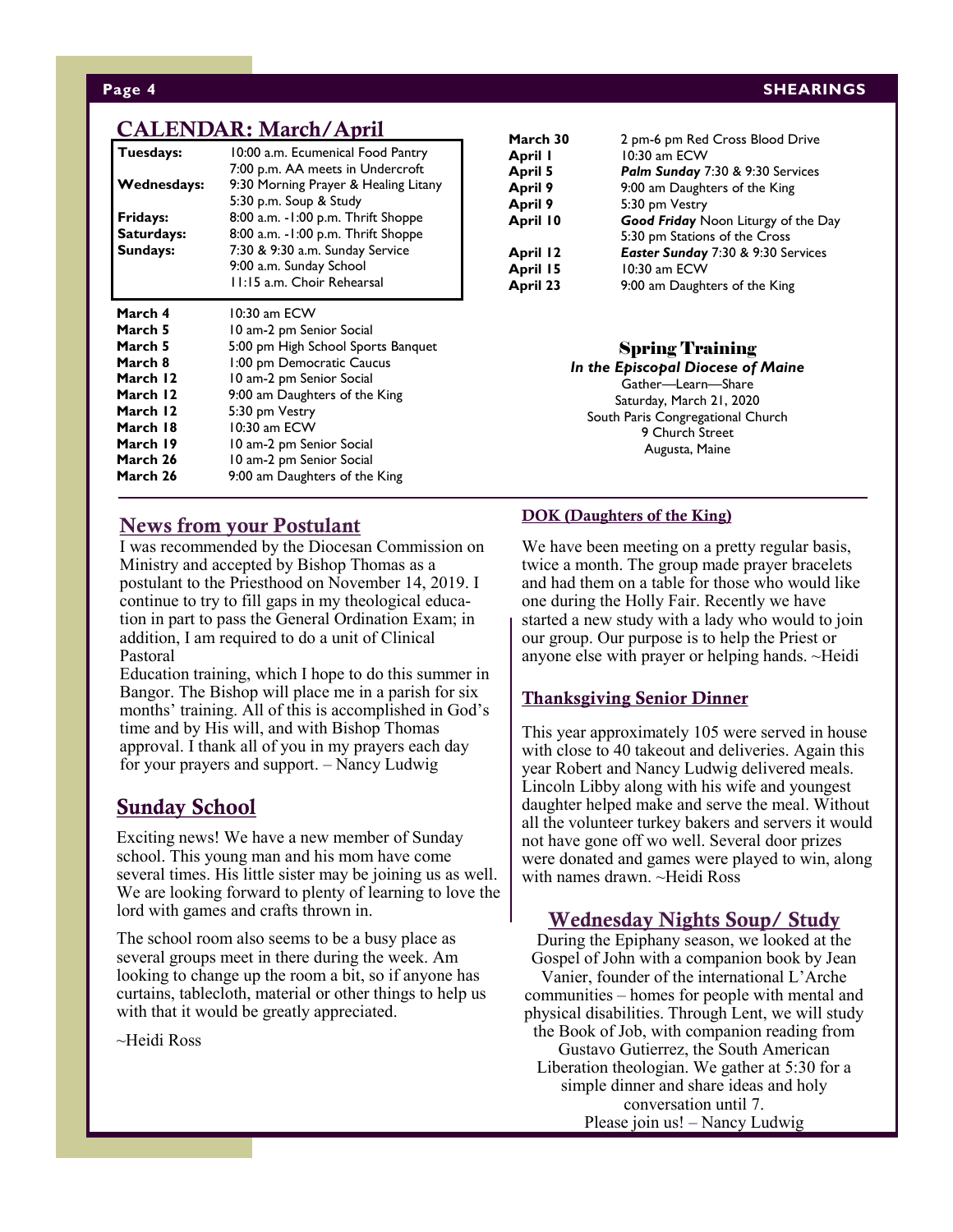## CALENDAR: March/April

| | |
|---|---|
| **Tuesdays:** | 10:00 a.m. Ecumenical Food Pantry<br>7:00 p.m. AA meets in Undercroft |
| **Wednesdays:** | 9:30 Morning Prayer & Healing Litany<br>5:30 p.m. Soup & Study |
| **Fridays:** | 8:00 a.m. -1:00 p.m. Thrift Shoppe |
| **Saturdays:** | 8:00 a.m. -1:00 p.m. Thrift Shoppe |
| **Sundays:** | 7:30 & 9:30 a.m. Sunday Service<br>9:00 a.m. Sunday School<br>11:15 a.m. Choir Rehearsal |

| | |
|---|---|
| **March 4** | 10:30 am ECW |
| **March 5** | 10 am-2 pm Senior Social |
| **March 5** | 5:00 pm High School Sports Banquet |
| **March 8** | 1:00 pm Democratic Caucus |
| **March 12** | 10 am-2 pm Senior Social |
| **March 12** | 9:00 am Daughters of the King |
| **March 12** | 5:30 pm Vestry |
| **March 18** | 10:30 am ECW |
| **March 19** | 10 am-2 pm Senior Social |
| **March 26** | 10 am-2 pm Senior Social |
| **March 26** | 9:00 am Daughters of the King |
| **March 30** | 2 pm-6 pm Red Cross Blood Drive |
| **April 1** | 10:30 am ECW |
| **April 5** | ***Palm Sunday*** 7:30 & 9:30 Services |
| **April 9** | 9:00 am Daughters of the King |
| **April 9** | 5:30 pm Vestry |
| **April 10** | ***Good Friday*** Noon Liturgy of the Day<br>5:30 pm Stations of the Cross |
| **April 12** | ***Easter Sunday*** 7:30 & 9:30 Services |
| **April 15** | 10:30 am ECW |
| **April 23** | 9:00 am Daughters of the King |

### Spring Training

***In the Episcopal Diocese of Maine***

Gather—Learn—Share
Saturday, March 21, 2020
South Paris Congregational Church
9 Church Street
Augusta, Maine

## News from your Postulant

I was recommended by the Diocesan Commission on Ministry and accepted by Bishop Thomas as a postulant to the Priesthood on November 14, 2019. I continue to try to fill gaps in my theological education in part to pass the General Ordination Exam; in addition, I am required to do a unit of Clinical Pastoral

Education training, which I hope to do this summer in Bangor. The Bishop will place me in a parish for six months' training. All of this is accomplished in God's time and by His will, and with Bishop Thomas approval. I thank all of you in my prayers each day for your prayers and support. – Nancy Ludwig

## Sunday School

Exciting news! We have a new member of Sunday school. This young man and his mom have come several times. His little sister may be joining us as well. We are looking forward to plenty of learning to love the lord with games and crafts thrown in.

The school room also seems to be a busy place as several groups meet in there during the week. Am looking to change up the room a bit, so if anyone has curtains, tablecloth, material or other things to help us with that it would be greatly appreciated.

~Heidi Ross

## DOK (Daughters of the King)

We have been meeting on a pretty regular basis, twice a month. The group made prayer bracelets and had them on a table for those who would like one during the Holly Fair. Recently we have started a new study with a lady who would to join our group. Our purpose is to help the Priest or anyone else with prayer or helping hands. ~Heidi

## Thanksgiving Senior Dinner

This year approximately 105 were served in house with close to 40 takeout and deliveries. Again this year Robert and Nancy Ludwig delivered meals. Lincoln Libby along with his wife and youngest daughter helped make and serve the meal. Without all the volunteer turkey bakers and servers it would not have gone off wo well. Several door prizes were donated and games were played to win, along with names drawn. ~Heidi Ross

## Wednesday Nights Soup/ Study

During the Epiphany season, we looked at the Gospel of John with a companion book by Jean Vanier, founder of the international L'Arche communities – homes for people with mental and physical disabilities. Through Lent, we will study the Book of Job, with companion reading from Gustavo Gutierrez, the South American Liberation theologian. We gather at 5:30 for a simple dinner and share ideas and holy conversation until 7.
Please join us! – Nancy Ludwig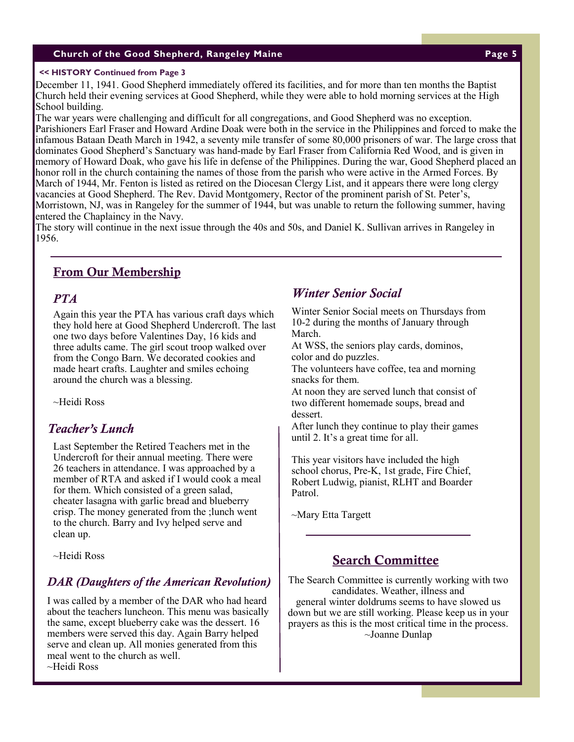**<< HISTORY Continued from Page 3**

December 11, 1941. Good Shepherd immediately offered its facilities, and for more than ten months the Baptist Church held their evening services at Good Shepherd, while they were able to hold morning services at the High School building.

The war years were challenging and difficult for all congregations, and Good Shepherd was no exception. Parishioners Earl Fraser and Howard Ardine Doak were both in the service in the Philippines and forced to make the infamous Bataan Death March in 1942, a seventy mile transfer of some 80,000 prisoners of war. The large cross that dominates Good Shepherd's Sanctuary was hand-made by Earl Fraser from California Red Wood, and is given in memory of Howard Doak, who gave his life in defense of the Philippines. During the war, Good Shepherd placed an honor roll in the church containing the names of those from the parish who were active in the Armed Forces. By March of 1944, Mr. Fenton is listed as retired on the Diocesan Clergy List, and it appears there were long clergy vacancies at Good Shepherd. The Rev. David Montgomery, Rector of the prominent parish of St. Peter's, Morristown, NJ, was in Rangeley for the summer of 1944, but was unable to return the following summer, having entered the Chaplaincy in the Navy.

The story will continue in the next issue through the 40s and 50s, and Daniel K. Sullivan arrives in Rangeley in 1956.

## From Our Membership

### *PTA*

Again this year the PTA has various craft days which they hold here at Good Shepherd Undercroft. The last one two days before Valentines Day, 16 kids and three adults came. The girl scout troop walked over from the Congo Barn. We decorated cookies and made heart crafts. Laughter and smiles echoing around the church was a blessing.

~Heidi Ross

### *Teacher's Lunch*

Last September the Retired Teachers met in the Undercroft for their annual meeting. There were 26 teachers in attendance. I was approached by a member of RTA and asked if I would cook a meal for them. Which consisted of a green salad, cheater lasagna with garlic bread and blueberry crisp. The money generated from the ;lunch went to the church. Barry and Ivy helped serve and clean up.

~Heidi Ross

### *DAR (Daughters of the American Revolution)*

I was called by a member of the DAR who had heard about the teachers luncheon. This menu was basically the same, except blueberry cake was the dessert. 16 members were served this day. Again Barry helped serve and clean up. All monies generated from this meal went to the church as well.
~Heidi Ross

### *Winter Senior Social*

Winter Senior Social meets on Thursdays from 10-2 during the months of January through March.

At WSS, the seniors play cards, dominos, color and do puzzles.

The volunteers have coffee, tea and morning snacks for them.

At noon they are served lunch that consist of two different homemade soups, bread and dessert.

After lunch they continue to play their games until 2. It's a great time for all.

This year visitors have included the high school chorus, Pre-K, 1st grade, Fire Chief, Robert Ludwig, pianist, RLHT and Boarder Patrol.

~Mary Etta Targett

## Search Committee

The Search Committee is currently working with two candidates. Weather, illness and general winter doldrums seems to have slowed us down but we are still working. Please keep us in your prayers as this is the most critical time in the process.
~Joanne Dunlap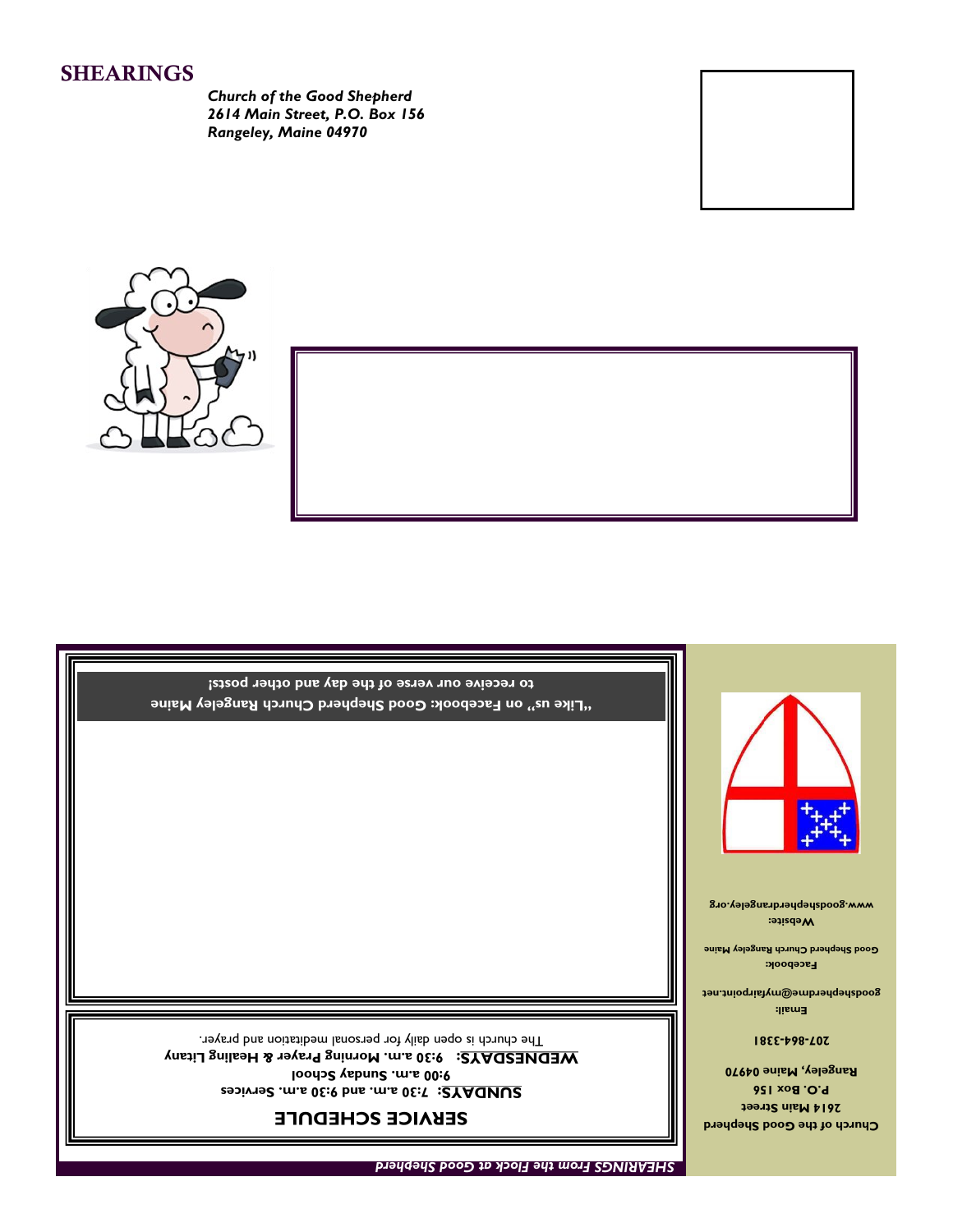## SHEARINGS

*Church of the Good Shepherd*
*2614 Main Street, P.O. Box 156*
*Rangeley, Maine 04970*

***SHEARINGS From the Flock at Good Shepherd***

## SERVICE SCHEDULE

**SUNDAYS: 7:30 a.m. and 9:30 a.m. Services**
**9:00 a.m. Sunday School**
**WEDNESDAYS: 9:30 a.m. Morning Prayer & Healing Litany**
The church is open daily for personal meditation and prayer.

**"Like us" on Facebook: Good Shepherd Church Rangeley Maine to receive our verse of the day and other posts!**

**Church of the Good Shepherd**
**2614 Main Street**
**P.O. Box 156**
**Rangeley, Maine 04970**

**207-864-3381**

**Email:**
goodshepherdme@myfairpoint.net

**Facebook:**
Good Shepherd Church Rangeley Maine

**Website:**
www.goodshepherdrangeley.org